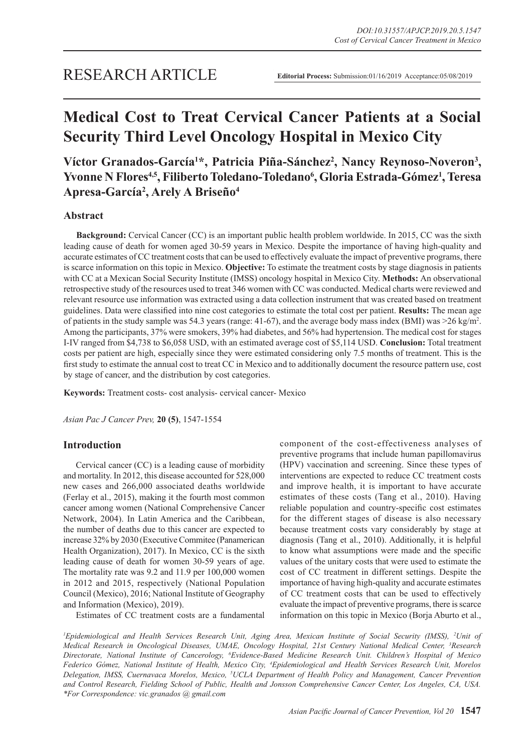RESEARCH ARTICLE

**Editorial Process:** Submission:01/16/2019 Acceptance:05/08/2019

# Medical Cost to Treat Cervical Cancer Patients at a Social Security Third Level Oncology Hospital in Mexico City

**Víctor Granados-García[1]*, Patricia Piña-Sánchez[2], Nancy Reynoso-Noveron[3], Yvonne N Flores[4,5], Filiberto Toledano-Toledano[6], Gloria Estrada-Gómez[1], Teresa Apresa-García[2], Arely A Briseño[4]**

## Abstract

**Background:** Cervical Cancer (CC) is an important public health problem worldwide. In 2015, CC was the sixth leading cause of death for women aged 30-59 years in Mexico. Despite the importance of having high-quality and accurate estimates of CC treatment costs that can be used to effectively evaluate the impact of preventive programs, there is scarce information on this topic in Mexico. **Objective:** To estimate the treatment costs by stage diagnosis in patients with CC at a Mexican Social Security Institute (IMSS) oncology hospital in Mexico City. **Methods:** An observational retrospective study of the resources used to treat 346 women with CC was conducted. Medical charts were reviewed and relevant resource use information was extracted using a data collection instrument that was created based on treatment guidelines. Data were classified into nine cost categories to estimate the total cost per patient. **Results:** The mean age of patients in the study sample was 54.3 years (range: 41-67), and the average body mass index (BMI) was >26 kg/m$^2$. Among the participants, 37% were smokers, 39% had diabetes, and 56% had hypertension. The medical cost for stages I-IV ranged from $4,738 to $6,058 USD, with an estimated average cost of $5,114 USD. **Conclusion:** Total treatment costs per patient are high, especially since they were estimated considering only 7.5 months of treatment. This is the first study to estimate the annual cost to treat CC in Mexico and to additionally document the resource pattern use, cost by stage of cancer, and the distribution by cost categories.

**Keywords:** Treatment costs- cost analysis- cervical cancer- Mexico

*Asian Pac J Cancer Prev,* **20 (5)**, 1547-1554

## Introduction

Cervical cancer (CC) is a leading cause of morbidity and mortality. In 2012, this disease accounted for 528,000 new cases and 266,000 associated deaths worldwide (Ferlay et al., 2015), making it the fourth most common cancer among women (National Comprehensive Cancer Network, 2004). In Latin America and the Caribbean, the number of deaths due to this cancer are expected to increase 32% by 2030 (Executive Commitee (Panamerican Health Organization), 2017). In Mexico, CC is the sixth leading cause of death for women 30-59 years of age. The mortality rate was 9.2 and 11.9 per 100,000 women in 2012 and 2015, respectively (National Population Council (Mexico), 2016; National Institute of Geography and Information (Mexico), 2019).

Estimates of CC treatment costs are a fundamental component of the cost-effectiveness analyses of preventive programs that include human papillomavirus (HPV) vaccination and screening. Since these types of interventions are expected to reduce CC treatment costs and improve health, it is important to have accurate estimates of these costs (Tang et al., 2010). Having reliable population and country-specific cost estimates for the different stages of disease is also necessary because treatment costs vary considerably by stage at diagnosis (Tang et al., 2010). Additionally, it is helpful to know what assumptions were made and the specific values of the unitary costs that were used to estimate the cost of CC treatment in different settings. Despite the importance of having high-quality and accurate estimates of CC treatment costs that can be used to effectively evaluate the impact of preventive programs, there is scarce information on this topic in Mexico (Borja Aburto et al.,

*[1]Epidemiological and Health Services Research Unit, Aging Area, Mexican Institute of Social Security (IMSS), [2]Unit of Medical Research in Oncological Diseases, UMAE, Oncology Hospital, 21st Century National Medical Center, [3]Research Directorate, National Institute of Cancerology, [6]Evidence-Based Medicine Research Unit. Children's Hospital of Mexico Federico Gómez, National Institute of Health, Mexico City, [4]Epidemiological and Health Services Research Unit, Morelos Delegation, IMSS, Cuernavaca Morelos, Mexico, [5]UCLA Department of Health Policy and Management, Cancer Prevention and Control Research, Fielding School of Public, Health and Jonsson Comprehensive Cancer Center, Los Angeles, CA, USA. *For Correspondence: vic.granados @ gmail.com*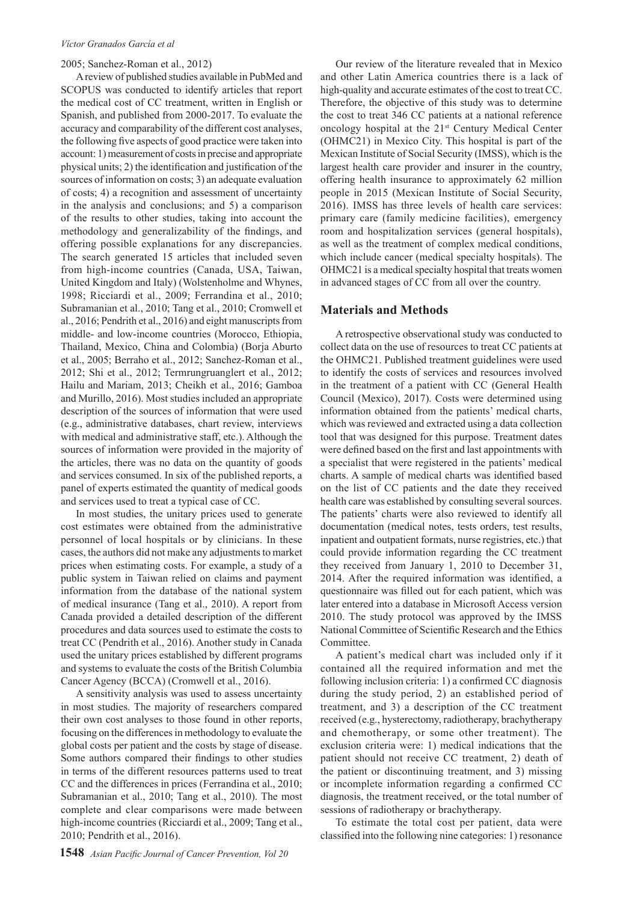2005; Sanchez-Roman et al., 2012)

A review of published studies available in PubMed and SCOPUS was conducted to identify articles that report the medical cost of CC treatment, written in English or Spanish, and published from 2000-2017. To evaluate the accuracy and comparability of the different cost analyses, the following five aspects of good practice were taken into account: 1) measurement of costs in precise and appropriate physical units; 2) the identification and justification of the sources of information on costs; 3) an adequate evaluation of costs; 4) a recognition and assessment of uncertainty in the analysis and conclusions; and 5) a comparison of the results to other studies, taking into account the methodology and generalizability of the findings, and offering possible explanations for any discrepancies. The search generated 15 articles that included seven from high-income countries (Canada, USA, Taiwan, United Kingdom and Italy) (Wolstenholme and Whynes, 1998; Ricciardi et al., 2009; Ferrandina et al., 2010; Subramanian et al., 2010; Tang et al., 2010; Cromwell et al., 2016; Pendrith et al., 2016) and eight manuscripts from middle- and low-income countries (Morocco, Ethiopia, Thailand, Mexico, China and Colombia) (Borja Aburto et al., 2005; Berraho et al., 2012; Sanchez-Roman et al., 2012; Shi et al., 2012; Termrungruanglert et al., 2012; Hailu and Mariam, 2013; Cheikh et al., 2016; Gamboa and Murillo, 2016). Most studies included an appropriate description of the sources of information that were used (e.g., administrative databases, chart review, interviews with medical and administrative staff, etc.). Although the sources of information were provided in the majority of the articles, there was no data on the quantity of goods and services consumed. In six of the published reports, a panel of experts estimated the quantity of medical goods and services used to treat a typical case of CC.

In most studies, the unitary prices used to generate cost estimates were obtained from the administrative personnel of local hospitals or by clinicians. In these cases, the authors did not make any adjustments to market prices when estimating costs. For example, a study of a public system in Taiwan relied on claims and payment information from the database of the national system of medical insurance (Tang et al., 2010). A report from Canada provided a detailed description of the different procedures and data sources used to estimate the costs to treat CC (Pendrith et al., 2016). Another study in Canada used the unitary prices established by different programs and systems to evaluate the costs of the British Columbia Cancer Agency (BCCA) (Cromwell et al., 2016).

A sensitivity analysis was used to assess uncertainty in most studies. The majority of researchers compared their own cost analyses to those found in other reports, focusing on the differences in methodology to evaluate the global costs per patient and the costs by stage of disease. Some authors compared their findings to other studies in terms of the different resources patterns used to treat CC and the differences in prices (Ferrandina et al., 2010; Subramanian et al., 2010; Tang et al., 2010). The most complete and clear comparisons were made between high-income countries (Ricciardi et al., 2009; Tang et al., 2010; Pendrith et al., 2016).

Our review of the literature revealed that in Mexico and other Latin America countries there is a lack of high-quality and accurate estimates of the cost to treat CC. Therefore, the objective of this study was to determine the cost to treat 346 CC patients at a national reference oncology hospital at the 21st Century Medical Center (OHMC21) in Mexico City. This hospital is part of the Mexican Institute of Social Security (IMSS), which is the largest health care provider and insurer in the country, offering health insurance to approximately 62 million people in 2015 (Mexican Institute of Social Security, 2016). IMSS has three levels of health care services: primary care (family medicine facilities), emergency room and hospitalization services (general hospitals), as well as the treatment of complex medical conditions, which include cancer (medical specialty hospitals). The OHMC21 is a medical specialty hospital that treats women in advanced stages of CC from all over the country.

## Materials and Methods

A retrospective observational study was conducted to collect data on the use of resources to treat CC patients at the OHMC21. Published treatment guidelines were used to identify the costs of services and resources involved in the treatment of a patient with CC (General Health Council (Mexico), 2017). Costs were determined using information obtained from the patients' medical charts, which was reviewed and extracted using a data collection tool that was designed for this purpose. Treatment dates were defined based on the first and last appointments with a specialist that were registered in the patients' medical charts. A sample of medical charts was identified based on the list of CC patients and the date they received health care was established by consulting several sources. The patients' charts were also reviewed to identify all documentation (medical notes, tests orders, test results, inpatient and outpatient formats, nurse registries, etc.) that could provide information regarding the CC treatment they received from January 1, 2010 to December 31, 2014. After the required information was identified, a questionnaire was filled out for each patient, which was later entered into a database in Microsoft Access version 2010. The study protocol was approved by the IMSS National Committee of Scientific Research and the Ethics Committee.

A patient's medical chart was included only if it contained all the required information and met the following inclusion criteria: 1) a confirmed CC diagnosis during the study period, 2) an established period of treatment, and 3) a description of the CC treatment received (e.g., hysterectomy, radiotherapy, brachytherapy and chemotherapy, or some other treatment). The exclusion criteria were: 1) medical indications that the patient should not receive CC treatment, 2) death of the patient or discontinuing treatment, and 3) missing or incomplete information regarding a confirmed CC diagnosis, the treatment received, or the total number of sessions of radiotherapy or brachytherapy.

To estimate the total cost per patient, data were classified into the following nine categories: 1) resonance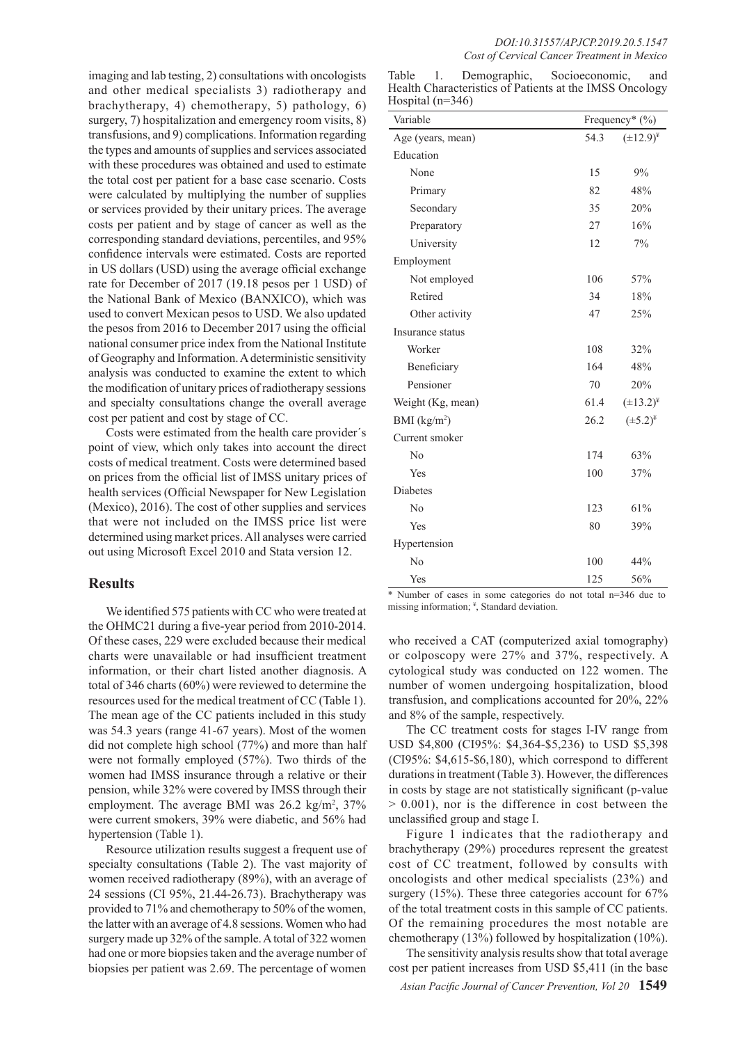imaging and lab testing, 2) consultations with oncologists and other medical specialists 3) radiotherapy and brachytherapy, 4) chemotherapy, 5) pathology, 6) surgery, 7) hospitalization and emergency room visits, 8) transfusions, and 9) complications. Information regarding the types and amounts of supplies and services associated with these procedures was obtained and used to estimate the total cost per patient for a base case scenario. Costs were calculated by multiplying the number of supplies or services provided by their unitary prices. The average costs per patient and by stage of cancer as well as the corresponding standard deviations, percentiles, and 95% confidence intervals were estimated. Costs are reported in US dollars (USD) using the average official exchange rate for December of 2017 (19.18 pesos per 1 USD) of the National Bank of Mexico (BANXICO), which was used to convert Mexican pesos to USD. We also updated the pesos from 2016 to December 2017 using the official national consumer price index from the National Institute of Geography and Information. A deterministic sensitivity analysis was conducted to examine the extent to which the modification of unitary prices of radiotherapy sessions and specialty consultations change the overall average cost per patient and cost by stage of CC.

Costs were estimated from the health care provider´s point of view, which only takes into account the direct costs of medical treatment. Costs were determined based on prices from the official list of IMSS unitary prices of health services (Official Newspaper for New Legislation (Mexico), 2016). The cost of other supplies and services that were not included on the IMSS price list were determined using market prices. All analyses were carried out using Microsoft Excel 2010 and Stata version 12.

## Results

We identified 575 patients with CC who were treated at the OHMC21 during a five-year period from 2010-2014. Of these cases, 229 were excluded because their medical charts were unavailable or had insufficient treatment information, or their chart listed another diagnosis. A total of 346 charts (60%) were reviewed to determine the resources used for the medical treatment of CC (Table 1). The mean age of the CC patients included in this study was 54.3 years (range 41-67 years). Most of the women did not complete high school (77%) and more than half were not formally employed (57%). Two thirds of the women had IMSS insurance through a relative or their pension, while 32% were covered by IMSS through their employment. The average BMI was 26.2 kg/m$^2$, 37% were current smokers, 39% were diabetic, and 56% had hypertension (Table 1).

Table 1. Demographic, Socioeconomic, and Health Characteristics of Patients at the IMSS Oncology Hospital (n=346)

| Variable | Frequency* (%) | |
|---|---|---|
| Age (years, mean) | 54.3 | (±12.9)[¥] |
| Education | | |
| None | 15 | 9% |
| Primary | 82 | 48% |
| Secondary | 35 | 20% |
| Preparatory | 27 | 16% |
| University | 12 | 7% |
| Employment | | |
| Not employed | 106 | 57% |
| Retired | 34 | 18% |
| Other activity | 47 | 25% |
| Insurance status | | |
| Worker | 108 | 32% |
| Beneficiary | 164 | 48% |
| Pensioner | 70 | 20% |
| Weight (Kg, mean) | 61.4 | (±13.2)[¥] |
| BMI (kg/m$^2$) | 26.2 | (±5.2)[¥] |
| Current smoker | | |
| No | 174 | 63% |
| Yes | 100 | 37% |
| Diabetes | | |
| No | 123 | 61% |
| Yes | 80 | 39% |
| Hypertension | | |
| No | 100 | 44% |
| Yes | 125 | 56% |

\* Number of cases in some categories do not total n=346 due to missing information; [¥], Standard deviation.

Resource utilization results suggest a frequent use of specialty consultations (Table 2). The vast majority of women received radiotherapy (89%), with an average of 24 sessions (CI 95%, 21.44-26.73). Brachytherapy was provided to 71% and chemotherapy to 50% of the women, the latter with an average of 4.8 sessions. Women who had surgery made up 32% of the sample. A total of 322 women had one or more biopsies taken and the average number of biopsies per patient was 2.69. The percentage of women who received a CAT (computerized axial tomography) or colposcopy were 27% and 37%, respectively. A cytological study was conducted on 122 women. The number of women undergoing hospitalization, blood transfusion, and complications accounted for 20%, 22% and 8% of the sample, respectively.

The CC treatment costs for stages I-IV range from USD $4,800 (CI95%: $4,364-$5,236) to USD $5,398 (CI95%: $4,615-$6,180), which correspond to different durations in treatment (Table 3). However, the differences in costs by stage are not statistically significant (p-value > 0.001), nor is the difference in cost between the unclassified group and stage I.

Figure 1 indicates that the radiotherapy and brachytherapy (29%) procedures represent the greatest cost of CC treatment, followed by consults with oncologists and other medical specialists (23%) and surgery (15%). These three categories account for 67% of the total treatment costs in this sample of CC patients. Of the remaining procedures the most notable are chemotherapy (13%) followed by hospitalization (10%).

The sensitivity analysis results show that total average cost per patient increases from USD $5,411 (in the base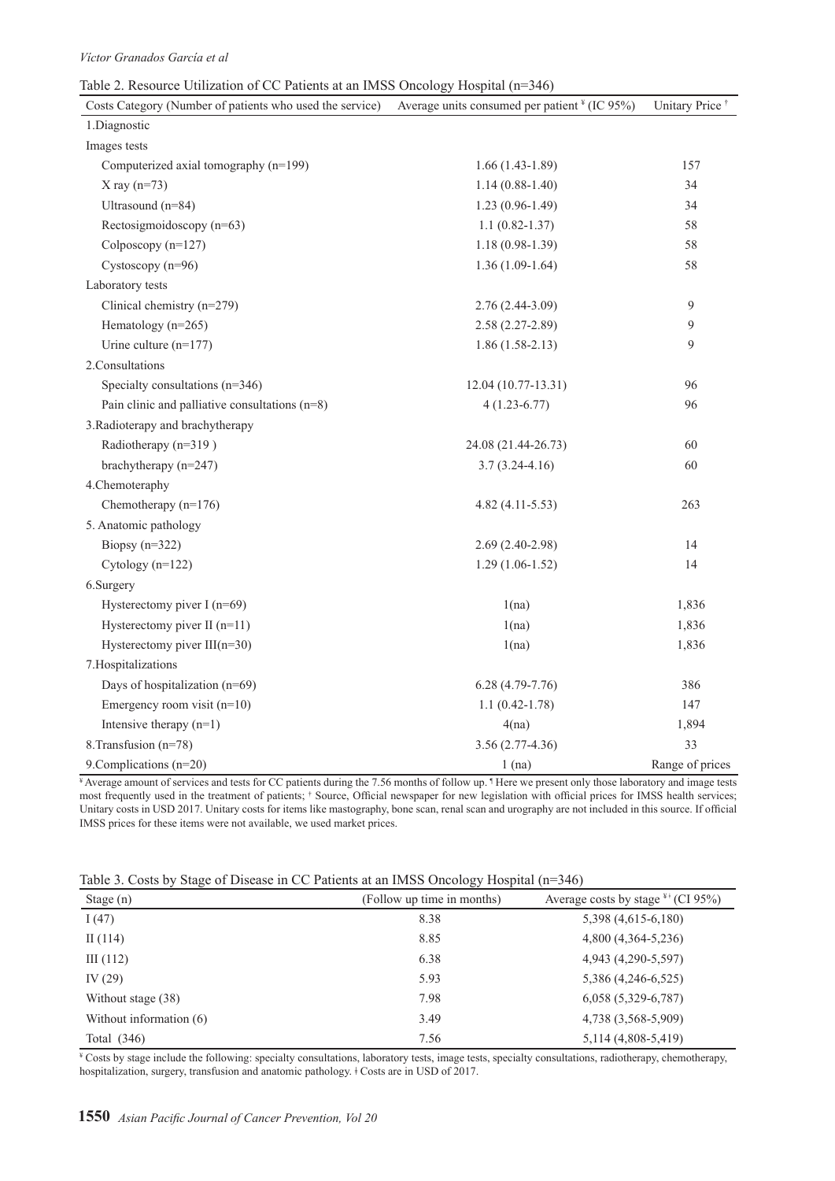Table 2. Resource Utilization of CC Patients at an IMSS Oncology Hospital (n=346)

| Costs Category (Number of patients who used the service) | Average units consumed per patient ¥ (IC 95%) | Unitary Price † |
|---|---|---|
| 1.Diagnostic | | |
| Images tests | | |
| Computerized axial tomography (n=199) | 1.66 (1.43-1.89) | 157 |
| X ray (n=73) | 1.14 (0.88-1.40) | 34 |
| Ultrasound (n=84) | 1.23 (0.96-1.49) | 34 |
| Rectosigmoidoscopy (n=63) | 1.1 (0.82-1.37) | 58 |
| Colposcopy (n=127) | 1.18 (0.98-1.39) | 58 |
| Cystoscopy (n=96) | 1.36 (1.09-1.64) | 58 |
| Laboratory tests | | |
| Clinical chemistry (n=279) | 2.76 (2.44-3.09) | 9 |
| Hematology (n=265) | 2.58 (2.27-2.89) | 9 |
| Urine culture (n=177) | 1.86 (1.58-2.13) | 9 |
| 2.Consultations | | |
| Specialty consultations (n=346) | 12.04 (10.77-13.31) | 96 |
| Pain clinic and palliative consultations (n=8) | 4 (1.23-6.77) | 96 |
| 3.Radioterapy and brachytherapy | | |
| Radiotherapy (n=319 ) | 24.08 (21.44-26.73) | 60 |
| brachytherapy (n=247) | 3.7 (3.24-4.16) | 60 |
| 4.Chemoteraphy | | |
| Chemotherapy (n=176) | 4.82 (4.11-5.53) | 263 |
| 5. Anatomic pathology | | |
| Biopsy (n=322) | 2.69 (2.40-2.98) | 14 |
| Cytology (n=122) | 1.29 (1.06-1.52) | 14 |
| 6.Surgery | | |
| Hysterectomy piver I (n=69) | 1(na) | 1,836 |
| Hysterectomy piver II (n=11) | 1(na) | 1,836 |
| Hysterectomy piver III(n=30) | 1(na) | 1,836 |
| 7.Hospitalizations | | |
| Days of hospitalization (n=69) | 6.28 (4.79-7.76) | 386 |
| Emergency room visit (n=10) | 1.1 (0.42-1.78) | 147 |
| Intensive therapy (n=1) | 4(na) | 1,894 |
| 8.Transfusion (n=78) | 3.56 (2.77-4.36) | 33 |
| 9.Complications (n=20) | 1 (na) | Range of prices |

¥ Average amount of services and tests for CC patients during the 7.56 months of follow up. ¶ Here we present only those laboratory and image tests most frequently used in the treatment of patients; † Source, Official newspaper for new legislation with official prices for IMSS health services; Unitary costs in USD 2017. Unitary costs for items like mastography, bone scan, renal scan and urography are not included in this source. If official IMSS prices for these items were not available, we used market prices.

Table 3. Costs by Stage of Disease in CC Patients at an IMSS Oncology Hospital (n=346)

| Stage (n) | (Follow up time in months) | Average costs by stage ¥ ǂ (CI 95%) |
|---|---|---|
| I (47) | 8.38 | 5,398 (4,615-6,180) |
| II (114) | 8.85 | 4,800 (4,364-5,236) |
| III (112) | 6.38 | 4,943 (4,290-5,597) |
| IV (29) | 5.93 | 5,386 (4,246-6,525) |
| Without stage (38) | 7.98 | 6,058 (5,329-6,787) |
| Without information (6) | 3.49 | 4,738 (3,568-5,909) |
| Total (346) | 7.56 | 5,114 (4,808-5,419) |

¥ Costs by stage include the following: specialty consultations, laboratory tests, image tests, specialty consultations, radiotherapy, chemotherapy, hospitalization, surgery, transfusion and anatomic pathology. ǂ Costs are in USD of 2017.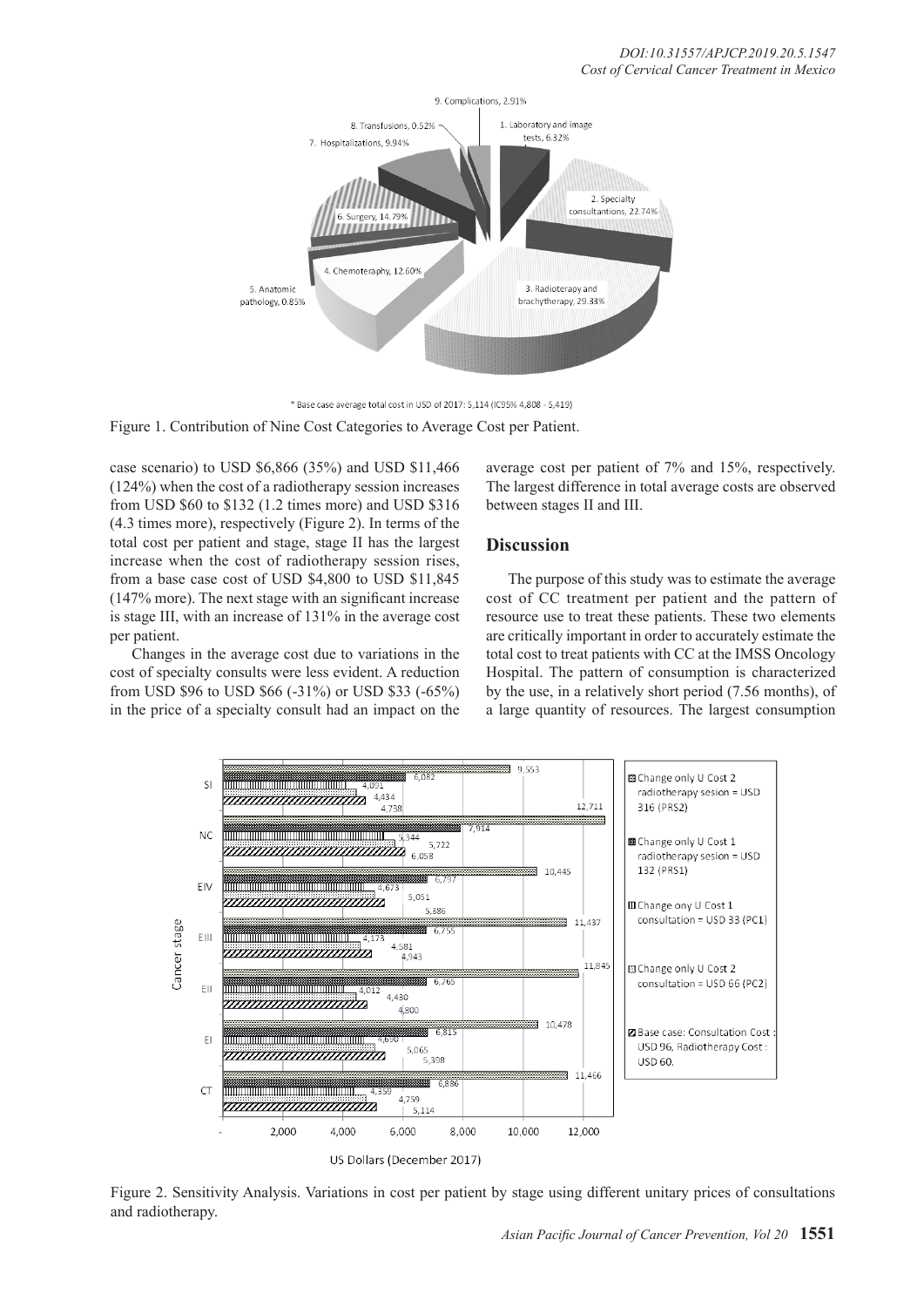\* Base case average total cost in USD of 2017: 5,114 (IC95% 4,808 - 5,419)

Figure 1. Contribution of Nine Cost Categories to Average Cost per Patient.

case scenario) to USD $6,866 (35%) and USD $11,466 (124%) when the cost of a radiotherapy session increases from USD $60 to $132 (1.2 times more) and USD $316 (4.3 times more), respectively (Figure 2). In terms of the total cost per patient and stage, stage II has the largest increase when the cost of radiotherapy session rises, from a base case cost of USD $4,800 to USD $11,845 (147% more). The next stage with an significant increase is stage III, with an increase of 131% in the average cost per patient.

Changes in the average cost due to variations in the cost of specialty consults were less evident. A reduction from USD $96 to USD $66 (-31%) or USD $33 (-65%) in the price of a specialty consult had an impact on the average cost per patient of 7% and 15%, respectively. The largest difference in total average costs are observed between stages II and III.

## Discussion

The purpose of this study was to estimate the average cost of CC treatment per patient and the pattern of resource use to treat these patients. These two elements are critically important in order to accurately estimate the total cost to treat patients with CC at the IMSS Oncology Hospital. The pattern of consumption is characterized by the use, in a relatively short period (7.56 months), of a large quantity of resources. The largest consumption

Figure 2. Sensitivity Analysis. Variations in cost per patient by stage using different unitary prices of consultations and radiotherapy.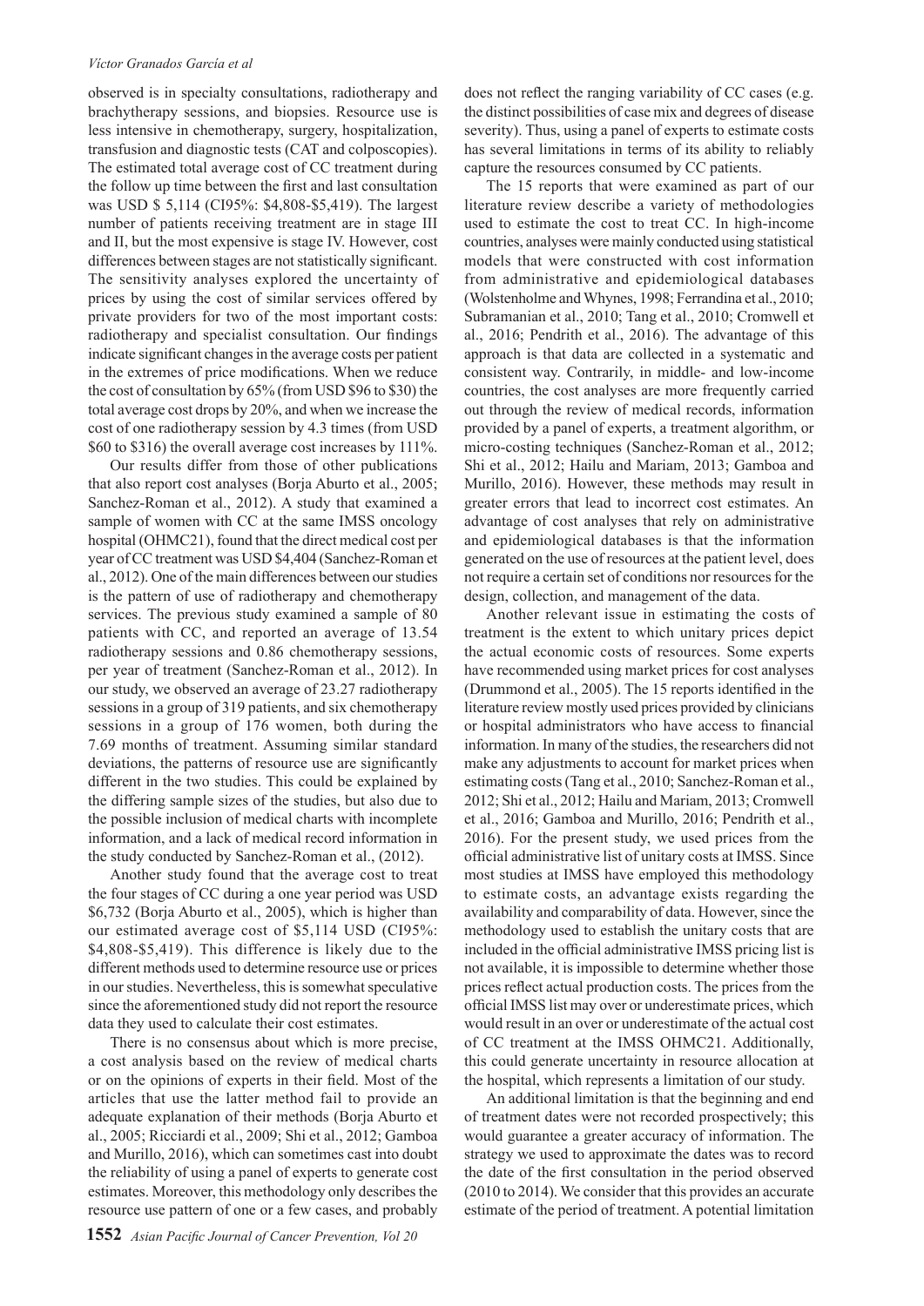observed is in specialty consultations, radiotherapy and brachytherapy sessions, and biopsies. Resource use is less intensive in chemotherapy, surgery, hospitalization, transfusion and diagnostic tests (CAT and colposcopies). The estimated total average cost of CC treatment during the follow up time between the first and last consultation was USD $ 5,114 (CI95%: $4,808-$5,419). The largest number of patients receiving treatment are in stage III and II, but the most expensive is stage IV. However, cost differences between stages are not statistically significant. The sensitivity analyses explored the uncertainty of prices by using the cost of similar services offered by private providers for two of the most important costs: radiotherapy and specialist consultation. Our findings indicate significant changes in the average costs per patient in the extremes of price modifications. When we reduce the cost of consultation by 65% (from USD $96 to $30) the total average cost drops by 20%, and when we increase the cost of one radiotherapy session by 4.3 times (from USD $60 to $316) the overall average cost increases by 111%.

Our results differ from those of other publications that also report cost analyses (Borja Aburto et al., 2005; Sanchez-Roman et al., 2012). A study that examined a sample of women with CC at the same IMSS oncology hospital (OHMC21), found that the direct medical cost per year of CC treatment was USD $4,404 (Sanchez-Roman et al., 2012). One of the main differences between our studies is the pattern of use of radiotherapy and chemotherapy services. The previous study examined a sample of 80 patients with CC, and reported an average of 13.54 radiotherapy sessions and 0.86 chemotherapy sessions, per year of treatment (Sanchez-Roman et al., 2012). In our study, we observed an average of 23.27 radiotherapy sessions in a group of 319 patients, and six chemotherapy sessions in a group of 176 women, both during the 7.69 months of treatment. Assuming similar standard deviations, the patterns of resource use are significantly different in the two studies. This could be explained by the differing sample sizes of the studies, but also due to the possible inclusion of medical charts with incomplete information, and a lack of medical record information in the study conducted by Sanchez-Roman et al., (2012).

Another study found that the average cost to treat the four stages of CC during a one year period was USD $6,732 (Borja Aburto et al., 2005), which is higher than our estimated average cost of $5,114 USD (CI95%: $4,808-$5,419). This difference is likely due to the different methods used to determine resource use or prices in our studies. Nevertheless, this is somewhat speculative since the aforementioned study did not report the resource data they used to calculate their cost estimates.

There is no consensus about which is more precise, a cost analysis based on the review of medical charts or on the opinions of experts in their field. Most of the articles that use the latter method fail to provide an adequate explanation of their methods (Borja Aburto et al., 2005; Ricciardi et al., 2009; Shi et al., 2012; Gamboa and Murillo, 2016), which can sometimes cast into doubt the reliability of using a panel of experts to generate cost estimates. Moreover, this methodology only describes the resource use pattern of one or a few cases, and probably does not reflect the ranging variability of CC cases (e.g. the distinct possibilities of case mix and degrees of disease severity). Thus, using a panel of experts to estimate costs has several limitations in terms of its ability to reliably capture the resources consumed by CC patients.

The 15 reports that were examined as part of our literature review describe a variety of methodologies used to estimate the cost to treat CC. In high-income countries, analyses were mainly conducted using statistical models that were constructed with cost information from administrative and epidemiological databases (Wolstenholme and Whynes, 1998; Ferrandina et al., 2010; Subramanian et al., 2010; Tang et al., 2010; Cromwell et al., 2016; Pendrith et al., 2016). The advantage of this approach is that data are collected in a systematic and consistent way. Contrarily, in middle- and low-income countries, the cost analyses are more frequently carried out through the review of medical records, information provided by a panel of experts, a treatment algorithm, or micro-costing techniques (Sanchez-Roman et al., 2012; Shi et al., 2012; Hailu and Mariam, 2013; Gamboa and Murillo, 2016). However, these methods may result in greater errors that lead to incorrect cost estimates. An advantage of cost analyses that rely on administrative and epidemiological databases is that the information generated on the use of resources at the patient level, does not require a certain set of conditions nor resources for the design, collection, and management of the data.

Another relevant issue in estimating the costs of treatment is the extent to which unitary prices depict the actual economic costs of resources. Some experts have recommended using market prices for cost analyses (Drummond et al., 2005). The 15 reports identified in the literature review mostly used prices provided by clinicians or hospital administrators who have access to financial information. In many of the studies, the researchers did not make any adjustments to account for market prices when estimating costs (Tang et al., 2010; Sanchez-Roman et al., 2012; Shi et al., 2012; Hailu and Mariam, 2013; Cromwell et al., 2016; Gamboa and Murillo, 2016; Pendrith et al., 2016). For the present study, we used prices from the official administrative list of unitary costs at IMSS. Since most studies at IMSS have employed this methodology to estimate costs, an advantage exists regarding the availability and comparability of data. However, since the methodology used to establish the unitary costs that are included in the official administrative IMSS pricing list is not available, it is impossible to determine whether those prices reflect actual production costs. The prices from the official IMSS list may over or underestimate prices, which would result in an over or underestimate of the actual cost of CC treatment at the IMSS OHMC21. Additionally, this could generate uncertainty in resource allocation at the hospital, which represents a limitation of our study.

An additional limitation is that the beginning and end of treatment dates were not recorded prospectively; this would guarantee a greater accuracy of information. The strategy we used to approximate the dates was to record the date of the first consultation in the period observed (2010 to 2014). We consider that this provides an accurate estimate of the period of treatment. A potential limitation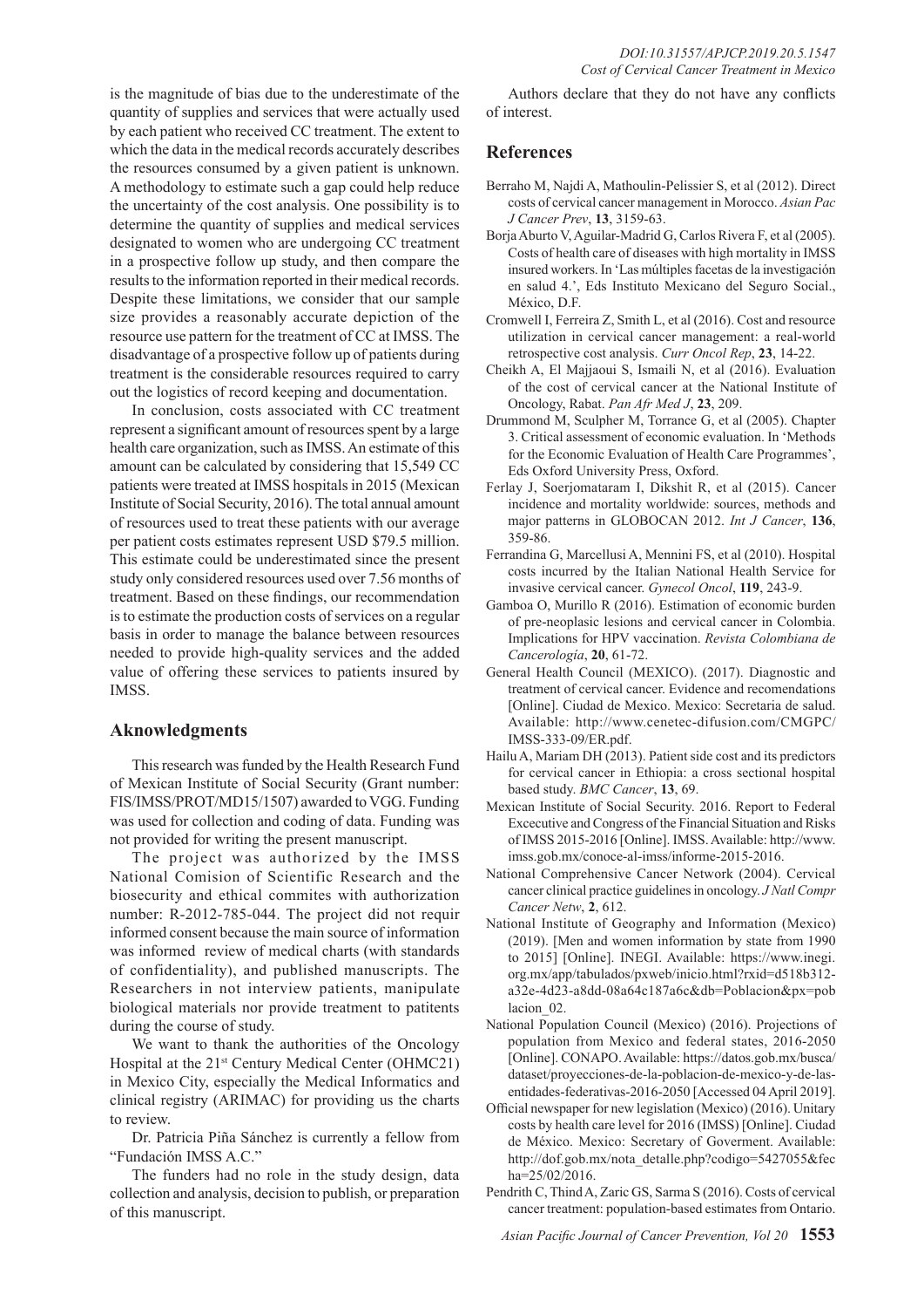is the magnitude of bias due to the underestimate of the quantity of supplies and services that were actually used by each patient who received CC treatment. The extent to which the data in the medical records accurately describes the resources consumed by a given patient is unknown. A methodology to estimate such a gap could help reduce the uncertainty of the cost analysis. One possibility is to determine the quantity of supplies and medical services designated to women who are undergoing CC treatment in a prospective follow up study, and then compare the results to the information reported in their medical records. Despite these limitations, we consider that our sample size provides a reasonably accurate depiction of the resource use pattern for the treatment of CC at IMSS. The disadvantage of a prospective follow up of patients during treatment is the considerable resources required to carry out the logistics of record keeping and documentation.

In conclusion, costs associated with CC treatment represent a significant amount of resources spent by a large health care organization, such as IMSS. An estimate of this amount can be calculated by considering that 15,549 CC patients were treated at IMSS hospitals in 2015 (Mexican Institute of Social Security, 2016). The total annual amount of resources used to treat these patients with our average per patient costs estimates represent USD $79.5 million. This estimate could be underestimated since the present study only considered resources used over 7.56 months of treatment. Based on these findings, our recommendation is to estimate the production costs of services on a regular basis in order to manage the balance between resources needed to provide high-quality services and the added value of offering these services to patients insured by IMSS.

## Aknowledgments

This research was funded by the Health Research Fund of Mexican Institute of Social Security (Grant number: FIS/IMSS/PROT/MD15/1507) awarded to VGG. Funding was used for collection and coding of data. Funding was not provided for writing the present manuscript.

The project was authorized by the IMSS National Comision of Scientific Research and the biosecurity and ethical commites with authorization number: R-2012-785-044. The project did not requir informed consent because the main source of information was informed review of medical charts (with standards of confidentiality), and published manuscripts. The Researchers in not interview patients, manipulate biological materials nor provide treatment to patitents during the course of study.

We want to thank the authorities of the Oncology Hospital at the 21st Century Medical Center (OHMC21) in Mexico City, especially the Medical Informatics and clinical registry (ARIMAC) for providing us the charts to review.

Dr. Patricia Piña Sánchez is currently a fellow from "Fundación IMSS A.C."

The funders had no role in the study design, data collection and analysis, decision to publish, or preparation of this manuscript.

Authors declare that they do not have any conflicts of interest.

## References

Berraho M, Najdi A, Mathoulin-Pelissier S, et al (2012). Direct costs of cervical cancer management in Morocco. *Asian Pac J Cancer Prev*, **13**, 3159-63.

Borja Aburto V, Aguilar-Madrid G, Carlos Rivera F, et al (2005). Costs of health care of diseases with high mortality in IMSS insured workers. In 'Las múltiples facetas de la investigación en salud 4.', Eds Instituto Mexicano del Seguro Social., México, D.F.

Cromwell I, Ferreira Z, Smith L, et al (2016). Cost and resource utilization in cervical cancer management: a real-world retrospective cost analysis. *Curr Oncol Rep*, **23**, 14-22.

Cheikh A, El Majjaoui S, Ismaili N, et al (2016). Evaluation of the cost of cervical cancer at the National Institute of Oncology, Rabat. *Pan Afr Med J*, **23**, 209.

Drummond M, Sculpher M, Torrance G, et al (2005). Chapter 3. Critical assessment of economic evaluation. In 'Methods for the Economic Evaluation of Health Care Programmes', Eds Oxford University Press, Oxford.

Ferlay J, Soerjomataram I, Dikshit R, et al (2015). Cancer incidence and mortality worldwide: sources, methods and major patterns in GLOBOCAN 2012. *Int J Cancer*, **136**, 359-86.

Ferrandina G, Marcellusi A, Mennini FS, et al (2010). Hospital costs incurred by the Italian National Health Service for invasive cervical cancer. *Gynecol Oncol*, **119**, 243-9.

Gamboa O, Murillo R (2016). Estimation of economic burden of pre-neoplasic lesions and cervical cancer in Colombia. Implications for HPV vaccination. *Revista Colombiana de Cancerología*, **20**, 61-72.

General Health Council (MEXICO). (2017). Diagnostic and treatment of cervical cancer. Evidence and recomendations [Online]. Ciudad de Mexico. Mexico: Secretaria de salud. Available: http://www.cenetec-difusion.com/CMGPC/IMSS-333-09/ER.pdf.

Hailu A, Mariam DH (2013). Patient side cost and its predictors for cervical cancer in Ethiopia: a cross sectional hospital based study. *BMC Cancer*, **13**, 69.

Mexican Institute of Social Security. 2016. Report to Federal Excecutive and Congress of the Financial Situation and Risks of IMSS 2015-2016 [Online]. IMSS. Available: http://www.imss.gob.mx/conoce-al-imss/informe-2015-2016.

National Comprehensive Cancer Network (2004). Cervical cancer clinical practice guidelines in oncology. *J Natl Compr Cancer Netw*, **2**, 612.

National Institute of Geography and Information (Mexico) (2019). [Men and women information by state from 1990 to 2015] [Online]. INEGI. Available: https://www.inegi.org.mx/app/tabulados/pxweb/inicio.html?rxid=d518b312-a32e-4d23-a8dd-08a64c187a6c&db=Poblacion&px=poblacion_02.

National Population Council (Mexico) (2016). Projections of population from Mexico and federal states, 2016-2050 [Online]. CONAPO. Available: https://datos.gob.mx/busca/dataset/proyecciones-de-la-poblacion-de-mexico-y-de-las-entidades-federativas-2016-2050 [Accessed 04 April 2019].

Official newspaper for new legislation (Mexico) (2016). Unitary costs by health care level for 2016 (IMSS) [Online]. Ciudad de México. Mexico: Secretary of Goverment. Available: http://dof.gob.mx/nota_detalle.php?codigo=5427055&fecha=25/02/2016.

Pendrith C, Thind A, Zaric GS, Sarma S (2016). Costs of cervical cancer treatment: population-based estimates from Ontario.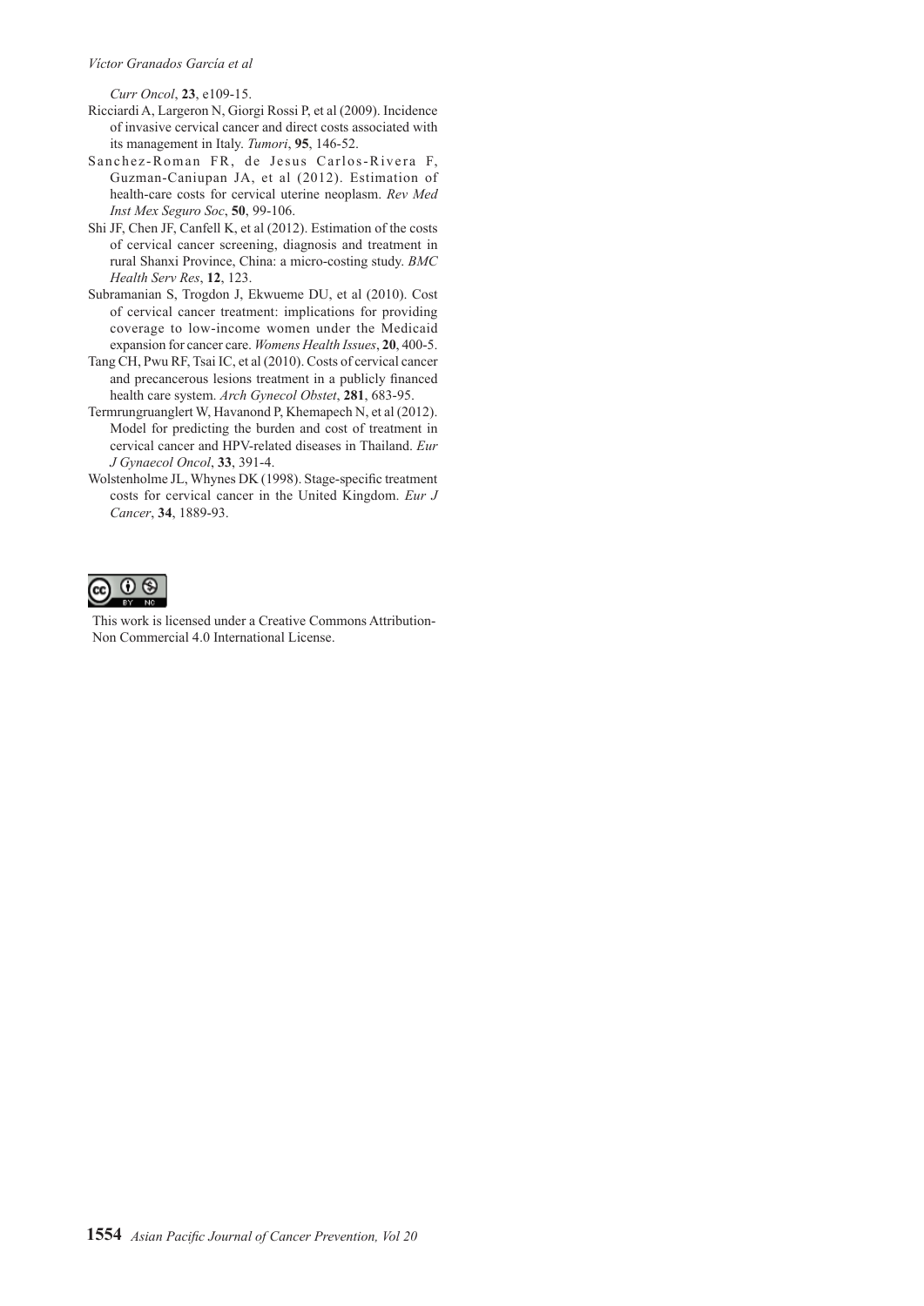*Curr Oncol*, **23**, e109-15.

Ricciardi A, Largeron N, Giorgi Rossi P, et al (2009). Incidence of invasive cervical cancer and direct costs associated with its management in Italy. *Tumori*, **95**, 146-52.

Sanchez-Roman FR, de Jesus Carlos-Rivera F, Guzman-Caniupan JA, et al (2012). Estimation of health-care costs for cervical uterine neoplasm. *Rev Med Inst Mex Seguro Soc*, **50**, 99-106.

Shi JF, Chen JF, Canfell K, et al (2012). Estimation of the costs of cervical cancer screening, diagnosis and treatment in rural Shanxi Province, China: a micro-costing study. *BMC Health Serv Res*, **12**, 123.

Subramanian S, Trogdon J, Ekwueme DU, et al (2010). Cost of cervical cancer treatment: implications for providing coverage to low-income women under the Medicaid expansion for cancer care. *Womens Health Issues*, **20**, 400-5.

Tang CH, Pwu RF, Tsai IC, et al (2010). Costs of cervical cancer and precancerous lesions treatment in a publicly financed health care system. *Arch Gynecol Obstet*, **281**, 683-95.

Termrungruanglert W, Havanond P, Khemapech N, et al (2012). Model for predicting the burden and cost of treatment in cervical cancer and HPV-related diseases in Thailand. *Eur J Gynaecol Oncol*, **33**, 391-4.

Wolstenholme JL, Whynes DK (1998). Stage-specific treatment costs for cervical cancer in the United Kingdom. *Eur J Cancer*, **34**, 1889-93.

This work is licensed under a Creative Commons Attribution-Non Commercial 4.0 International License.